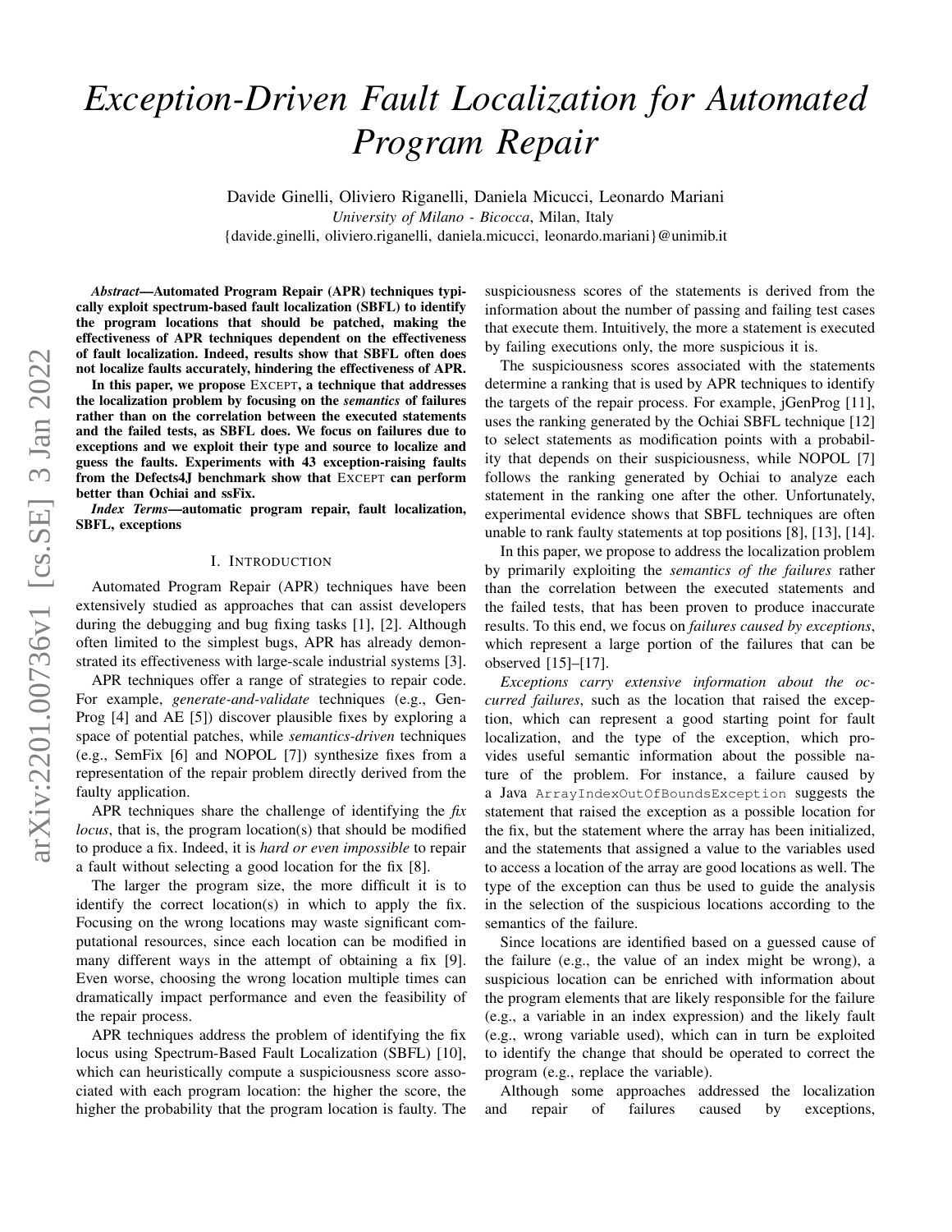# *Exception-Driven Fault Localization for Automated Program Repair*

Davide Ginelli, Oliviero Riganelli, Daniela Micucci, Leonardo Mariani

*University of Milano - Bicocca*, Milan, Italy

{davide.ginelli, oliviero.riganelli, daniela.micucci, leonardo.mariani}@unimib.it

***Abstract*—Automated Program Repair (APR) techniques typically exploit spectrum-based fault localization (SBFL) to identify the program locations that should be patched, making the effectiveness of APR techniques dependent on the effectiveness of fault localization. Indeed, results show that SBFL often does not localize faults accurately, hindering the effectiveness of APR.**

**In this paper, we propose EXCEPT, a technique that addresses the localization problem by focusing on the *semantics* of failures rather than on the correlation between the executed statements and the failed tests, as SBFL does. We focus on failures due to exceptions and we exploit their type and source to localize and guess the faults. Experiments with 43 exception-raising faults from the Defects4J benchmark show that EXCEPT can perform better than Ochiai and ssFix.**

***Index Terms*—automatic program repair, fault localization, SBFL, exceptions**

## I. INTRODUCTION

Automated Program Repair (APR) techniques have been extensively studied as approaches that can assist developers during the debugging and bug fixing tasks [1], [2]. Although often limited to the simplest bugs, APR has already demonstrated its effectiveness with large-scale industrial systems [3].

APR techniques offer a range of strategies to repair code. For example, *generate-and-validate* techniques (e.g., GenProg [4] and AE [5]) discover plausible fixes by exploring a space of potential patches, while *semantics-driven* techniques (e.g., SemFix [6] and NOPOL [7]) synthesize fixes from a representation of the repair problem directly derived from the faulty application.

APR techniques share the challenge of identifying the *fix locus*, that is, the program location(s) that should be modified to produce a fix. Indeed, it is *hard or even impossible* to repair a fault without selecting a good location for the fix [8].

The larger the program size, the more difficult it is to identify the correct location(s) in which to apply the fix. Focusing on the wrong locations may waste significant computational resources, since each location can be modified in many different ways in the attempt of obtaining a fix [9]. Even worse, choosing the wrong location multiple times can dramatically impact performance and even the feasibility of the repair process.

APR techniques address the problem of identifying the fix locus using Spectrum-Based Fault Localization (SBFL) [10], which can heuristically compute a suspiciousness score associated with each program location: the higher the score, the higher the probability that the program location is faulty. The suspiciousness scores of the statements is derived from the information about the number of passing and failing test cases that execute them. Intuitively, the more a statement is executed by failing executions only, the more suspicious it is.

The suspiciousness scores associated with the statements determine a ranking that is used by APR techniques to identify the targets of the repair process. For example, jGenProg [11], uses the ranking generated by the Ochiai SBFL technique [12] to select statements as modification points with a probability that depends on their suspiciousness, while NOPOL [7] follows the ranking generated by Ochiai to analyze each statement in the ranking one after the other. Unfortunately, experimental evidence shows that SBFL techniques are often unable to rank faulty statements at top positions [8], [13], [14].

In this paper, we propose to address the localization problem by primarily exploiting the *semantics of the failures* rather than the correlation between the executed statements and the failed tests, that has been proven to produce inaccurate results. To this end, we focus on *failures caused by exceptions*, which represent a large portion of the failures that can be observed [15]–[17].

*Exceptions carry extensive information about the occurred failures*, such as the location that raised the exception, which can represent a good starting point for fault localization, and the type of the exception, which provides useful semantic information about the possible nature of the problem. For instance, a failure caused by a Java `ArrayIndexOutOfBoundsException` suggests the statement that raised the exception as a possible location for the fix, but the statement where the array has been initialized, and the statements that assigned a value to the variables used to access a location of the array are good locations as well. The type of the exception can thus be used to guide the analysis in the selection of the suspicious locations according to the semantics of the failure.

Since locations are identified based on a guessed cause of the failure (e.g., the value of an index might be wrong), a suspicious location can be enriched with information about the program elements that are likely responsible for the failure (e.g., a variable in an index expression) and the likely fault (e.g., wrong variable used), which can in turn be exploited to identify the change that should be operated to correct the program (e.g., replace the variable).

Although some approaches addressed the localization and repair of failures caused by exceptions,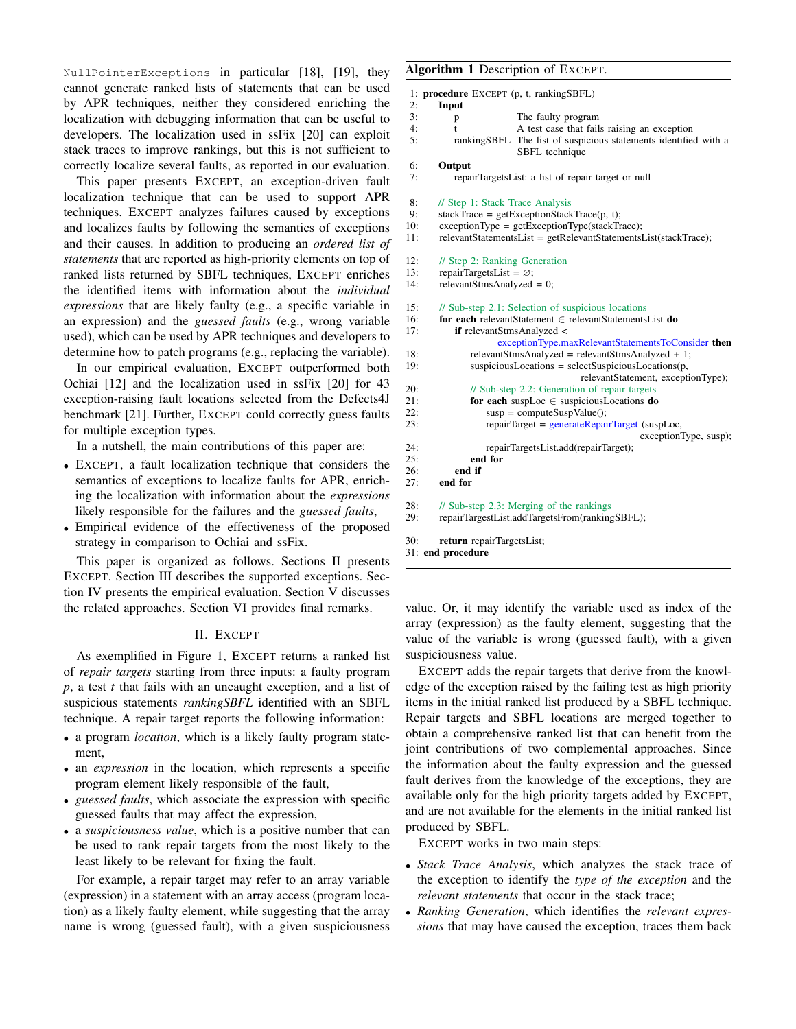NullPointerExceptions in particular [18], [19], they cannot generate ranked lists of statements that can be used by APR techniques, neither they considered enriching the localization with debugging information that can be useful to developers. The localization used in ssFix [20] can exploit stack traces to improve rankings, but this is not sufficient to correctly localize several faults, as reported in our evaluation.

This paper presents EXCEPT, an exception-driven fault localization technique that can be used to support APR techniques. EXCEPT analyzes failures caused by exceptions and localizes faults by following the semantics of exceptions and their causes. In addition to producing an *ordered list of statements* that are reported as high-priority elements on top of ranked lists returned by SBFL techniques, EXCEPT enriches the identified items with information about the *individual expressions* that are likely faulty (e.g., a specific variable in an expression) and the *guessed faults* (e.g., wrong variable used), which can be used by APR techniques and developers to determine how to patch programs (e.g., replacing the variable).

In our empirical evaluation, EXCEPT outperformed both Ochiai [12] and the localization used in ssFix [20] for 43 exception-raising fault locations selected from the Defects4J benchmark [21]. Further, EXCEPT could correctly guess faults for multiple exception types.

In a nutshell, the main contributions of this paper are:

- EXCEPT, a fault localization technique that considers the semantics of exceptions to localize faults for APR, enriching the localization with information about the *expressions* likely responsible for the failures and the *guessed faults*,
- Empirical evidence of the effectiveness of the proposed strategy in comparison to Ochiai and ssFix.

This paper is organized as follows. Sections II presents EXCEPT. Section III describes the supported exceptions. Section IV presents the empirical evaluation. Section V discusses the related approaches. Section VI provides final remarks.

## II. EXCEPT

As exemplified in Figure 1, EXCEPT returns a ranked list of *repair targets* starting from three inputs: a faulty program *p*, a test *t* that fails with an uncaught exception, and a list of suspicious statements *rankingSBFL* identified with an SBFL technique. A repair target reports the following information:

- a program *location*, which is a likely faulty program statement,
- an *expression* in the location, which represents a specific program element likely responsible of the fault,
- *guessed faults*, which associate the expression with specific guessed faults that may affect the expression,
- a *suspiciousness value*, which is a positive number that can be used to rank repair targets from the most likely to the least likely to be relevant for fixing the fault.

For example, a repair target may refer to an array variable (expression) in a statement with an array access (program location) as a likely faulty element, while suggesting that the array name is wrong (guessed fault), with a given suspiciousness value. Or, it may identify the variable used as index of the array (expression) as the faulty element, suggesting that the value of the variable is wrong (guessed fault), with a given suspiciousness value.

**Algorithm 1** Description of EXCEPT.

```
 1: procedure EXCEPT (p, t, rankingSBFL)
 2:     Input
 3:         p              The faulty program
 4:         t              A test case that fails raising an exception
 5:         rankingSBFL    The list of suspicious statements identified with a
                           SBFL technique
 6:     Output
 7:         repairTargetsList: a list of repair target or null
 8:     // Step 1: Stack Trace Analysis
 9:     stackTrace = getExceptionStackTrace(p, t);
10:     exceptionType = getExceptionType(stackTrace);
11:     relevantStatementsList = getRelevantStatementsList(stackTrace);
12:     // Step 2: Ranking Generation
13:     repairTargetsList = ∅;
14:     relevantStmsAnalyzed = 0;
15:     // Sub-step 2.1: Selection of suspicious locations
16:     for each relevantStatement ∈ relevantStatementsList do
17:         if relevantStmsAnalyzed <
                    exceptionType.maxRelevantStatementsToConsider then
18:             relevantStmsAnalyzed = relevantStmsAnalyzed + 1;
19:             suspiciousLocations = selectSuspiciousLocations(p,
                                        relevantStatement, exceptionType);
20:             // Sub-step 2.2: Generation of repair targets
21:             for each suspLoc ∈ suspiciousLocations do
22:                 susp = computeSuspValue();
23:                 repairTarget = generateRepairTarget (suspLoc,
                                        exceptionType, susp);
24:                 repairTargetsList.add(repairTarget);
25:             end for
26:         end if
27:     end for
28:     // Sub-step 2.3: Merging of the rankings
29:     repairTargestList.addTargetsFrom(rankingSBFL);
30:     return repairTargetsList;
31: end procedure
```

EXCEPT adds the repair targets that derive from the knowledge of the exception raised by the failing test as high priority items in the initial ranked list produced by a SBFL technique. Repair targets and SBFL locations are merged together to obtain a comprehensive ranked list that can benefit from the joint contributions of two complemental approaches. Since the information about the faulty expression and the guessed fault derives from the knowledge of the exceptions, they are available only for the high priority targets added by EXCEPT, and are not available for the elements in the initial ranked list produced by SBFL.

EXCEPT works in two main steps:

- *Stack Trace Analysis*, which analyzes the stack trace of the exception to identify the *type of the exception* and the *relevant statements* that occur in the stack trace;
- *Ranking Generation*, which identifies the *relevant expressions* that may have caused the exception, traces them back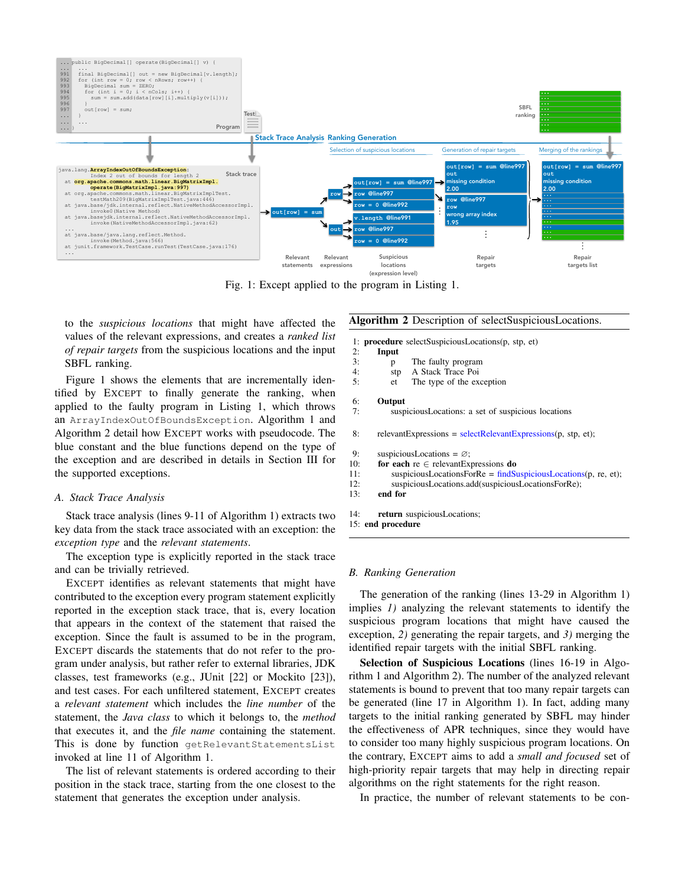Fig. 1: Except applied to the program in Listing 1.

to the *suspicious locations* that might have affected the values of the relevant expressions, and creates a *ranked list of repair targets* from the suspicious locations and the input SBFL ranking.

Figure 1 shows the elements that are incrementally identified by EXCEPT to finally generate the ranking, when applied to the faulty program in Listing 1, which throws an `ArrayIndexOutOfBoundsException`. Algorithm 1 and Algorithm 2 detail how EXCEPT works with pseudocode. The blue constant and the blue functions depend on the type of the exception and are described in details in Section III for the supported exceptions.

### A. Stack Trace Analysis

Stack trace analysis (lines 9-11 of Algorithm 1) extracts two key data from the stack trace associated with an exception: the *exception type* and the *relevant statements*.

The exception type is explicitly reported in the stack trace and can be trivially retrieved.

EXCEPT identifies as relevant statements that might have contributed to the exception every program statement explicitly reported in the exception stack trace, that is, every location that appears in the context of the statement that raised the exception. Since the fault is assumed to be in the program, EXCEPT discards the statements that do not refer to the program under analysis, but rather refer to external libraries, JDK classes, test frameworks (e.g., JUnit [22] or Mockito [23]), and test cases. For each unfiltered statement, EXCEPT creates a *relevant statement* which includes the *line number* of the statement, the *Java class* to which it belongs to, the *method* that executes it, and the *file name* containing the statement. This is done by function `getRelevantStatementsList` invoked at line 11 of Algorithm 1.

The list of relevant statements is ordered according to their position in the stack trace, starting from the one closest to the statement that generates the exception under analysis.

**Algorithm 2** Description of selectSuspiciousLocations.

```
1:  procedure selectSuspiciousLocations(p, stp, et)
2:      Input
3:          p     The faulty program
4:          stp   A Stack Trace Poi
5:          et    The type of the exception

6:      Output
7:          suspiciousLocations: a set of suspicious locations

8:      relevantExpressions = selectRelevantExpressions(p, stp, et);

9:      suspiciousLocations = ∅;
10:     for each re ∈ relevantExpressions do
11:         suspiciousLocationsForRe = findSuspiciousLocations(p, re, et);
12:         suspiciousLocations.add(suspiciousLocationsForRe);
13:     end for

14:     return suspiciousLocations;
15: end procedure
```

### B. Ranking Generation

The generation of the ranking (lines 13-29 in Algorithm 1) implies *1)* analyzing the relevant statements to identify the suspicious program locations that might have caused the exception, *2)* generating the repair targets, and *3)* merging the identified repair targets with the initial SBFL ranking.

**Selection of Suspicious Locations** (lines 16-19 in Algorithm 1 and Algorithm 2). The number of the analyzed relevant statements is bound to prevent that too many repair targets can be generated (line 17 in Algorithm 1). In fact, adding many targets to the initial ranking generated by SBFL may hinder the effectiveness of APR techniques, since they would have to consider too many highly suspicious program locations. On the contrary, EXCEPT aims to add a *small and focused* set of high-priority repair targets that may help in directing repair algorithms on the right statements for the right reason.

In practice, the number of relevant statements to be con-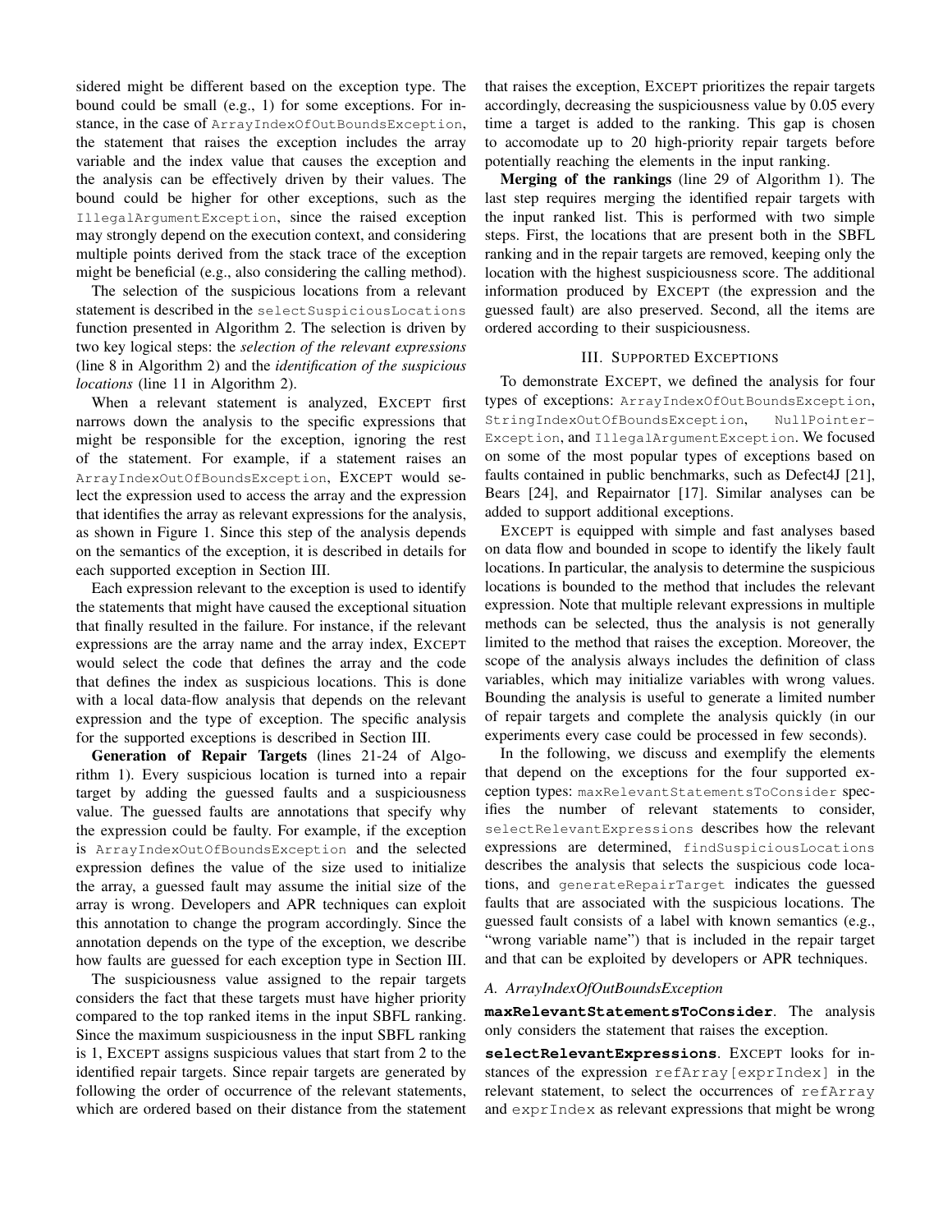sidered might be different based on the exception type. The bound could be small (e.g., 1) for some exceptions. For instance, in the case of `ArrayIndexOfOutBoundsException`, the statement that raises the exception includes the array variable and the index value that causes the exception and the analysis can be effectively driven by their values. The bound could be higher for other exceptions, such as the `IllegalArgumentException`, since the raised exception may strongly depend on the execution context, and considering multiple points derived from the stack trace of the exception might be beneficial (e.g., also considering the calling method).

The selection of the suspicious locations from a relevant statement is described in the `selectSuspiciousLocations` function presented in Algorithm 2. The selection is driven by two key logical steps: the *selection of the relevant expressions* (line 8 in Algorithm 2) and the *identification of the suspicious locations* (line 11 in Algorithm 2).

When a relevant statement is analyzed, EXCEPT first narrows down the analysis to the specific expressions that might be responsible for the exception, ignoring the rest of the statement. For example, if a statement raises an `ArrayIndexOutOfBoundsException`, EXCEPT would select the expression used to access the array and the expression that identifies the array as relevant expressions for the analysis, as shown in Figure 1. Since this step of the analysis depends on the semantics of the exception, it is described in details for each supported exception in Section III.

Each expression relevant to the exception is used to identify the statements that might have caused the exceptional situation that finally resulted in the failure. For instance, if the relevant expressions are the array name and the array index, EXCEPT would select the code that defines the array and the code that defines the index as suspicious locations. This is done with a local data-flow analysis that depends on the relevant expression and the type of exception. The specific analysis for the supported exceptions is described in Section III.

**Generation of Repair Targets** (lines 21-24 of Algorithm 1). Every suspicious location is turned into a repair target by adding the guessed faults and a suspiciousness value. The guessed faults are annotations that specify why the expression could be faulty. For example, if the exception is `ArrayIndexOutOfBoundsException` and the selected expression defines the value of the size used to initialize the array, a guessed fault may assume the initial size of the array is wrong. Developers and APR techniques can exploit this annotation to change the program accordingly. Since the annotation depends on the type of the exception, we describe how faults are guessed for each exception type in Section III.

The suspiciousness value assigned to the repair targets considers the fact that these targets must have higher priority compared to the top ranked items in the input SBFL ranking. Since the maximum suspiciousness in the input SBFL ranking is 1, EXCEPT assigns suspicious values that start from 2 to the identified repair targets. Since repair targets are generated by following the order of occurrence of the relevant statements, which are ordered based on their distance from the statement that raises the exception, EXCEPT prioritizes the repair targets accordingly, decreasing the suspiciousness value by 0.05 every time a target is added to the ranking. This gap is chosen to accomodate up to 20 high-priority repair targets before potentially reaching the elements in the input ranking.

**Merging of the rankings** (line 29 of Algorithm 1). The last step requires merging the identified repair targets with the input ranked list. This is performed with two simple steps. First, the locations that are present both in the SBFL ranking and in the repair targets are removed, keeping only the location with the highest suspiciousness score. The additional information produced by EXCEPT (the expression and the guessed fault) are also preserved. Second, all the items are ordered according to their suspiciousness.

## III. Supported Exceptions

To demonstrate EXCEPT, we defined the analysis for four types of exceptions: `ArrayIndexOfOutBoundsException`, `StringIndexOutOfBoundsException`, `NullPointerException`, and `IllegalArgumentException`. We focused on some of the most popular types of exceptions based on faults contained in public benchmarks, such as Defect4J [21], Bears [24], and Repairnator [17]. Similar analyses can be added to support additional exceptions.

EXCEPT is equipped with simple and fast analyses based on data flow and bounded in scope to identify the likely fault locations. In particular, the analysis to determine the suspicious locations is bounded to the method that includes the relevant expression. Note that multiple relevant expressions in multiple methods can be selected, thus the analysis is not generally limited to the method that raises the exception. Moreover, the scope of the analysis always includes the definition of class variables, which may initialize variables with wrong values. Bounding the analysis is useful to generate a limited number of repair targets and complete the analysis quickly (in our experiments every case could be processed in few seconds).

In the following, we discuss and exemplify the elements that depend on the exceptions for the four supported exception types: `maxRelevantStatementsToConsider` specifies the number of relevant statements to consider, `selectRelevantExpressions` describes how the relevant expressions are determined, `findSuspiciousLocations` describes the analysis that selects the suspicious code locations, and `generateRepairTarget` indicates the guessed faults that are associated with the suspicious locations. The guessed fault consists of a label with known semantics (e.g., "wrong variable name") that is included in the repair target and that can be exploited by developers or APR techniques.

### A. ArrayIndexOfOutBoundsException

**`maxRelevantStatementsToConsider`**. The analysis only considers the statement that raises the exception.

**`selectRelevantExpressions`**. EXCEPT looks for instances of the expression `refArray[exprIndex]` in the relevant statement, to select the occurrences of `refArray` and `exprIndex` as relevant expressions that might be wrong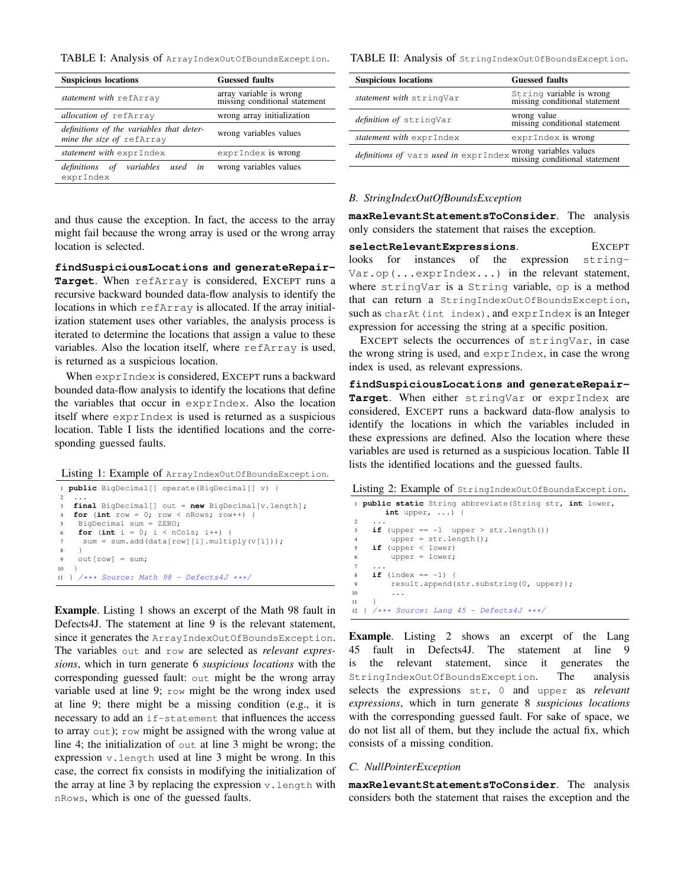TABLE I: Analysis of `ArrayIndexOutOfBoundsException`.

| Suspicious locations | Guessed faults |
|---|---|
| *statement with* `refArray` | array variable is wrong<br>missing conditional statement |
| *allocation of* `refArray` | wrong array initialization |
| *definitions of the variables that determine the size of* `refArray` | wrong variables values |
| *statement with* `exprIndex` | `exprIndex` is wrong |
| *definitions of variables used in* `exprIndex` | wrong variables values |

and thus cause the exception. In fact, the access to the array might fail because the wrong array is used or the wrong array location is selected.

**`findSuspiciousLocations` and `generateRepairTarget`**. When `refArray` is considered, EXCEPT runs a recursive backward bounded data-flow analysis to identify the locations in which `refArray` is allocated. If the array initialization statement uses other variables, the analysis process is iterated to determine the locations that assign a value to these variables. Also the location itself, where `refArray` is used, is returned as a suspicious location.

When `exprIndex` is considered, EXCEPT runs a backward bounded data-flow analysis to identify the locations that define the variables that occur in `exprIndex`. Also the location itself where `exprIndex` is used is returned as a suspicious location. Table I lists the identified locations and the corresponding guessed faults.

Listing 1: Example of `ArrayIndexOutOfBoundsException`.

```
1  public BigDecimal[] operate(BigDecimal[] v) {
2   ...
3   final BigDecimal[] out = new BigDecimal[v.length];
4   for (int row = 0; row < nRows; row++) {
5    BigDecimal sum = ZERO;
6    for (int i = 0; i < nCols; i++) {
7     sum = sum.add(data[row][i].multiply(v[i]));
8    }
9    out[row] = sum;
10  }
11 } /*** Source: Math 98 - Defects4J ***/
```

**Example**. Listing 1 shows an excerpt of the Math 98 fault in Defects4J. The statement at line 9 is the relevant statement, since it generates the `ArrayIndexOutOfBoundsException`. The variables `out` and `row` are selected as *relevant expressions*, which in turn generate 6 *suspicious locations* with the corresponding guessed fault: `out` might be the wrong array variable used at line 9; `row` might be the wrong index used at line 9; there might be a missing condition (e.g., it is necessary to add an `if-statement` that influences the access to array `out`); `row` might be assigned with the wrong value at line 4; the initialization of `out` at line 3 might be wrong; the expression `v.length` used at line 3 might be wrong. In this case, the correct fix consists in modifying the initialization of the array at line 3 by replacing the expression `v.length` with `nRows`, which is one of the guessed faults.

TABLE II: Analysis of `StringIndexOutOfBoundsException`.

| Suspicious locations | Guessed faults |
|---|---|
| *statement with* `stringVar` | `String` variable is wrong<br>missing conditional statement |
| *definition of* `stringVar` | wrong value<br>missing conditional statement |
| *statement with* `exprIndex` | `exprIndex` is wrong |
| *definitions of* `vars` *used in* `exprIndex` | wrong variables values<br>missing conditional statement |

### B. StringIndexOutOfBoundsException

**`maxRelevantStatementsToConsider`**. The analysis only considers the statement that raises the exception.

**`selectRelevantExpressions`**. EXCEPT looks for instances of the expression `stringVar.op(...exprIndex...)` in the relevant statement, where `stringVar` is a `String` variable, `op` is a method that can return a `StringIndexOutOfBoundsException`, such as `charAt(int index)`, and `exprIndex` is an Integer expression for accessing the string at a specific position.

EXCEPT selects the occurrences of `stringVar`, in case the wrong string is used, and `exprIndex`, in case the wrong index is used, as relevant expressions.

**`findSuspiciousLocations` and `generateRepairTarget`**. When either `stringVar` or `exprIndex` are considered, EXCEPT runs a backward data-flow analysis to identify the locations in which the variables included in these expressions are defined. Also the location where these variables are used is returned as a suspicious location. Table II lists the identified locations and the guessed faults.

Listing 2: Example of `StringIndexOutOfBoundsException`.

```
1  public static String abbreviate(String str, int lower,
       int upper, ...) {
2    ...
3    if (upper == -1  upper > str.length())
4        upper = str.length();
5    if (upper < lower)
6        upper = lower;
7    ...
8    if (index == -1) {
9        result.append(str.substring(0, upper));
10       ...
11   }
12 } /*** Source: Lang 45 - Defects4J ***/
```

**Example**. Listing 2 shows an excerpt of the Lang 45 fault in Defects4J. The statement at line 9 is the relevant statement, since it generates the `StringIndexOutOfBoundsException`. The analysis selects the expressions `str`, `0` and `upper` as *relevant expressions*, which in turn generate 8 *suspicious locations* with the corresponding guessed fault. For sake of space, we do not list all of them, but they include the actual fix, which consists of a missing condition.

### C. NullPointerException

**`maxRelevantStatementsToConsider`**. The analysis considers both the statement that raises the exception and the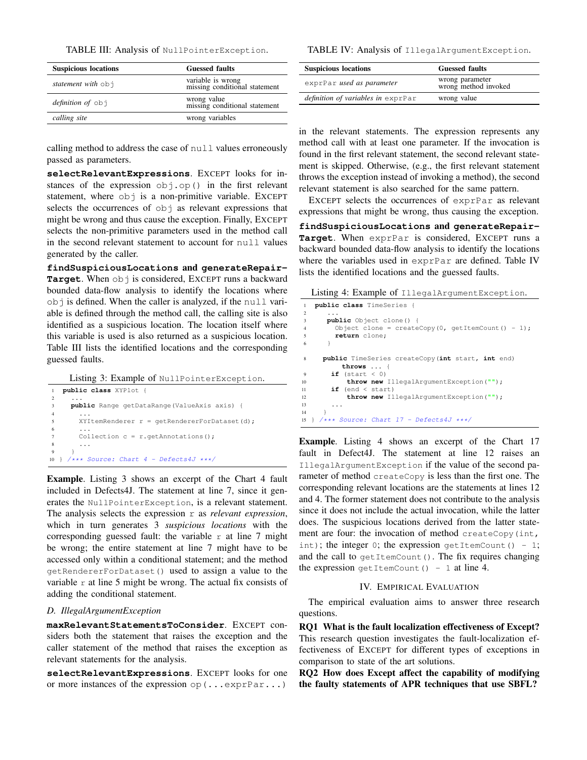TABLE III: Analysis of `NullPointerException`.

| Suspicious locations | Guessed faults |
|---|---|
| *statement with* `obj` | variable is wrong<br>missing conditional statement |
| *definition of* `obj` | wrong value<br>missing conditional statement |
| *calling site* | wrong variables |

calling method to address the case of `null` values erroneously passed as parameters.

**`selectRelevantExpressions`**. EXCEPT looks for instances of the expression `obj.op()` in the first relevant statement, where `obj` is a non-primitive variable. EXCEPT selects the occurrences of `obj` as relevant expressions that might be wrong and thus cause the exception. Finally, EXCEPT selects the non-primitive parameters used in the method call in the second relevant statement to account for `null` values generated by the caller.

**`findSuspiciousLocations` and `generateRepairTarget`**. When `obj` is considered, EXCEPT runs a backward bounded data-flow analysis to identify the locations where `obj` is defined. When the caller is analyzed, if the `null` variable is defined through the method call, the calling site is also identified as a suspicious location. The location itself where this variable is used is also returned as a suspicious location. Table III lists the identified locations and the corresponding guessed faults.

Listing 3: Example of `NullPointerException`.

```
1  public class XYPlot {
2    ...
3    public Range getDataRange(ValueAxis axis) {
4      ...
5      XYItemRenderer r = getRendererForDataset(d);
6      ...
7      Collection c = r.getAnnotations();
8      ...
9    }
10 } /*** Source: Chart 4 - Defects4J ***/
```

**Example**. Listing 3 shows an excerpt of the Chart 4 fault included in Defects4J. The statement at line 7, since it generates the `NullPointerException`, is a relevant statement. The analysis selects the expression `r` as *relevant expression*, which in turn generates 3 *suspicious locations* with the corresponding guessed fault: the variable `r` at line 7 might be wrong; the entire statement at line 7 might have to be accessed only within a conditional statement; and the method `getRendererForDataset()` used to assign a value to the variable `r` at line 5 might be wrong. The actual fix consists of adding the conditional statement.

### D. IllegalArgumentException

**`maxRelevantStatementsToConsider`**. EXCEPT considers both the statement that raises the exception and the caller statement of the method that raises the exception as relevant statements for the analysis.

**`selectRelevantExpressions`**. EXCEPT looks for one or more instances of the expression `op(...exprPar...)` in the relevant statements. The expression represents any method call with at least one parameter. If the invocation is found in the first relevant statement, the second relevant statement is skipped. Otherwise, (e.g., the first relevant statement throws the exception instead of invoking a method), the second relevant statement is also searched for the same pattern.

EXCEPT selects the occurrences of `exprPar` as relevant expressions that might be wrong, thus causing the exception.

**`findSuspiciousLocations` and `generateRepairTarget`**. When `exprPar` is considered, EXCEPT runs a backward bounded data-flow analysis to identify the locations where the variables used in `exprPar` are defined. Table IV lists the identified locations and the guessed faults.

TABLE IV: Analysis of `IllegalArgumentException`.

| Suspicious locations | Guessed faults |
|---|---|
| `exprPar` *used as parameter* | wrong parameter<br>wrong method invoked |
| *definition of variables in* `exprPar` | wrong value |

Listing 4: Example of `IllegalArgumentException`.

```
1  public class TimeSeries {
2    ...
3    public Object clone() {
4      Object clone = createCopy(0, getItemCount() - 1);
5      return clone;
6    }

8    public TimeSeries createCopy(int start, int end)
         throws ... {
9      if (start < 0)
10         throw new IllegalArgumentException("");
11     if (end < start)
12         throw new IllegalArgumentException("");
13     ...
14   }
15 } /*** Source: Chart 17 - Defects4J ***/
```

**Example**. Listing 4 shows an excerpt of the Chart 17 fault in Defect4J. The statement at line 12 raises an `IllegalArgumentException` if the value of the second parameter of method `createCopy` is less than the first one. The corresponding relevant locations are the statements at lines 12 and 4. The former statement does not contribute to the analysis since it does not include the actual invocation, while the latter does. The suspicious locations derived from the latter statement are four: the invocation of method `createCopy(int, int)`; the integer `0`; the expression `getItemCount() - 1`; and the call to `getItemCount()`. The fix requires changing the expression `getItemCount() - 1` at line 4.

## IV. EMPIRICAL EVALUATION

The empirical evaluation aims to answer three research questions.

**RQ1 What is the fault localization effectiveness of Except?** This research question investigates the fault-localization effectiveness of EXCEPT for different types of exceptions in comparison to state of the art solutions.

**RQ2 How does Except affect the capability of modifying the faulty statements of APR techniques that use SBFL?**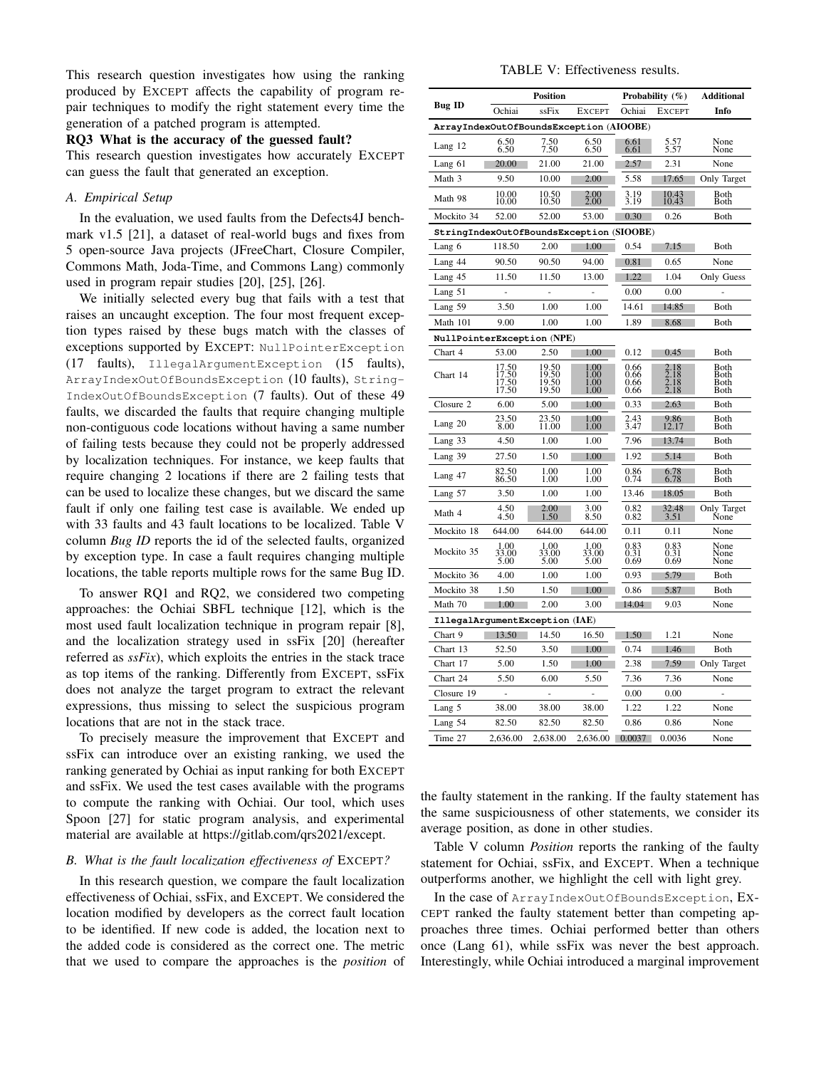This research question investigates how using the ranking produced by EXCEPT affects the capability of program repair techniques to modify the right statement every time the generation of a patched program is attempted.

**RQ3 What is the accuracy of the guessed fault?**

This research question investigates how accurately EXCEPT can guess the fault that generated an exception.

### A. Empirical Setup

In the evaluation, we used faults from the Defects4J benchmark v1.5 [21], a dataset of real-world bugs and fixes from 5 open-source Java projects (JFreeChart, Closure Compiler, Commons Math, Joda-Time, and Commons Lang) commonly used in program repair studies [20], [25], [26].

We initially selected every bug that fails with a test that raises an uncaught exception. The four most frequent exception types raised by these bugs match with the classes of exceptions supported by EXCEPT: `NullPointerException` (17 faults), `IllegalArgumentException` (15 faults), `ArrayIndexOutOfBoundsException` (10 faults), `StringIndexOutOfBoundsException` (7 faults). Out of these 49 faults, we discarded the faults that require changing multiple non-contiguous code locations without having a same number of failing tests because they could not be properly addressed by localization techniques. For instance, we keep faults that require changing 2 locations if there are 2 failing tests that can be used to localize these changes, but we discard the same fault if only one failing test case is available. We ended up with 33 faults and 43 fault locations to be localized. Table V column *Bug ID* reports the id of the selected faults, organized by exception type. In case a fault requires changing multiple locations, the table reports multiple rows for the same Bug ID.

To answer RQ1 and RQ2, we considered two competing approaches: the Ochiai SBFL technique [12], which is the most used fault localization technique in program repair [8], and the localization strategy used in ssFix [20] (hereafter referred as *ssFix*), which exploits the entries in the stack trace as top items of the ranking. Differently from EXCEPT, ssFix does not analyze the target program to extract the relevant expressions, thus missing to select the suspicious program locations that are not in the stack trace.

To precisely measure the improvement that EXCEPT and ssFix can introduce over an existing ranking, we used the ranking generated by Ochiai as input ranking for both EXCEPT and ssFix. We used the test cases available with the programs to compute the ranking with Ochiai. Our tool, which uses Spoon [27] for static program analysis, and experimental material are available at https://gitlab.com/qrs2021/except.

### B. What is the fault localization effectiveness of EXCEPT?

In this research question, we compare the fault localization effectiveness of Ochiai, ssFix, and EXCEPT. We considered the location modified by developers as the correct fault location to be identified. If new code is added, the location next to the added code is considered as the correct one. The metric that we used to compare the approaches is the *position* of the faulty statement in the ranking. If the faulty statement has the same suspiciousness of other statements, we consider its average position, as done in other studies.

TABLE V: Effectiveness results.

| Bug ID | Position | | | Probability (%) | | Additional |
|---|---|---|---|---|---|---|
| | Ochiai | ssFix | EXCEPT | Ochiai | EXCEPT | Info |
| **ArrayIndexOutOfBoundsException (AIOOBE)** | | | | | | |
| Lang 12 | 6.50<br>6.50 | 7.50<br>7.50 | 6.50<br>6.50 | 6.61<br>6.61 | 5.57<br>5.57 | None<br>None |
| Lang 61 | 20.00 | 21.00 | 21.00 | 2.57 | 2.31 | None |
| Math 3 | 9.50 | 10.00 | 2.00 | 5.58 | 17.65 | Only Target |
| Math 98 | 10.00<br>10.00 | 10.50<br>10.50 | 2.00<br>2.00 | 3.19<br>3.19 | 10.43<br>10.43 | Both<br>Both |
| Mockito 34 | 52.00 | 52.00 | 53.00 | 0.30 | 0.26 | Both |
| **StringIndexOutOfBoundsException (SIOOBE)** | | | | | | |
| Lang 6 | 118.50 | 2.00 | 1.00 | 0.54 | 7.15 | Both |
| Lang 44 | 90.50 | 90.50 | 94.00 | 0.81 | 0.65 | None |
| Lang 45 | 11.50 | 11.50 | 13.00 | 1.22 | 1.04 | Only Guess |
| Lang 51 | - | - | - | 0.00 | 0.00 | - |
| Lang 59 | 3.50 | 1.00 | 1.00 | 14.61 | 14.85 | Both |
| Math 101 | 9.00 | 1.00 | 1.00 | 1.89 | 8.68 | Both |
| **NullPointerException (NPE)** | | | | | | |
| Chart 4 | 53.00 | 2.50 | 1.00 | 0.12 | 0.45 | Both |
| Chart 14 | 17.50<br>17.50<br>17.50<br>17.50 | 19.50<br>19.50<br>19.50<br>19.50 | 1.00<br>1.00<br>1.00<br>1.00 | 0.66<br>0.66<br>0.66<br>0.66 | 2.18<br>2.18<br>2.18<br>2.18 | Both<br>Both<br>Both<br>Both |
| Closure 2 | 6.00 | 5.00 | 1.00 | 0.33 | 2.63 | Both |
| Lang 20 | 23.50<br>8.00 | 23.50<br>11.00 | 1.00<br>1.00 | 2.43<br>3.47 | 9.86<br>12.17 | Both<br>Both |
| Lang 33 | 4.50 | 1.00 | 1.00 | 7.96 | 13.74 | Both |
| Lang 39 | 27.50 | 1.50 | 1.00 | 1.92 | 5.14 | Both |
| Lang 47 | 82.50<br>86.50 | 1.00<br>1.00 | 1.00<br>1.00 | 0.86<br>0.74 | 6.78<br>6.78 | Both<br>Both |
| Lang 57 | 3.50 | 1.00 | 1.00 | 13.46 | 18.05 | Both |
| Math 4 | 4.50<br>4.50 | 2.00<br>1.50 | 3.00<br>8.50 | 0.82<br>0.82 | 32.48<br>3.51 | Only Target<br>None |
| Mockito 18 | 644.00 | 644.00 | 644.00 | 0.11 | 0.11 | None |
| Mockito 35 | 1.00<br>33.00<br>5.00 | 1.00<br>33.00<br>5.00 | 1.00<br>33.00<br>5.00 | 0.83<br>0.31<br>0.69 | 0.83<br>0.31<br>0.69 | None<br>None<br>None |
| Mockito 36 | 4.00 | 1.00 | 1.00 | 0.93 | 5.79 | Both |
| Mockito 38 | 1.50 | 1.50 | 1.00 | 0.86 | 5.87 | Both |
| Math 70 | 1.00 | 2.00 | 3.00 | 14.04 | 9.03 | None |
| **IllegalArgumentException (IAE)** | | | | | | |
| Chart 9 | 13.50 | 14.50 | 16.50 | 1.50 | 1.21 | None |
| Chart 13 | 52.50 | 3.50 | 1.00 | 0.74 | 1.46 | Both |
| Chart 17 | 5.00 | 1.50 | 1.00 | 2.38 | 7.59 | Only Target |
| Chart 24 | 5.50 | 6.00 | 5.50 | 7.36 | 7.36 | None |
| Closure 19 | - | - | - | 0.00 | 0.00 | - |
| Lang 5 | 38.00 | 38.00 | 38.00 | 1.22 | 1.22 | None |
| Lang 54 | 82.50 | 82.50 | 82.50 | 0.86 | 0.86 | None |
| Time 27 | 2,636.00 | 2,638.00 | 2,636.00 | 0.0037 | 0.0036 | None |

Table V column *Position* reports the ranking of the faulty statement for Ochiai, ssFix, and EXCEPT. When a technique outperforms another, we highlight the cell with light grey.

In the case of `ArrayIndexOutOfBoundsException`, EXCEPT ranked the faulty statement better than competing approaches three times. Ochiai performed better than others once (Lang 61), while ssFix was never the best approach. Interestingly, while Ochiai introduced a marginal improvement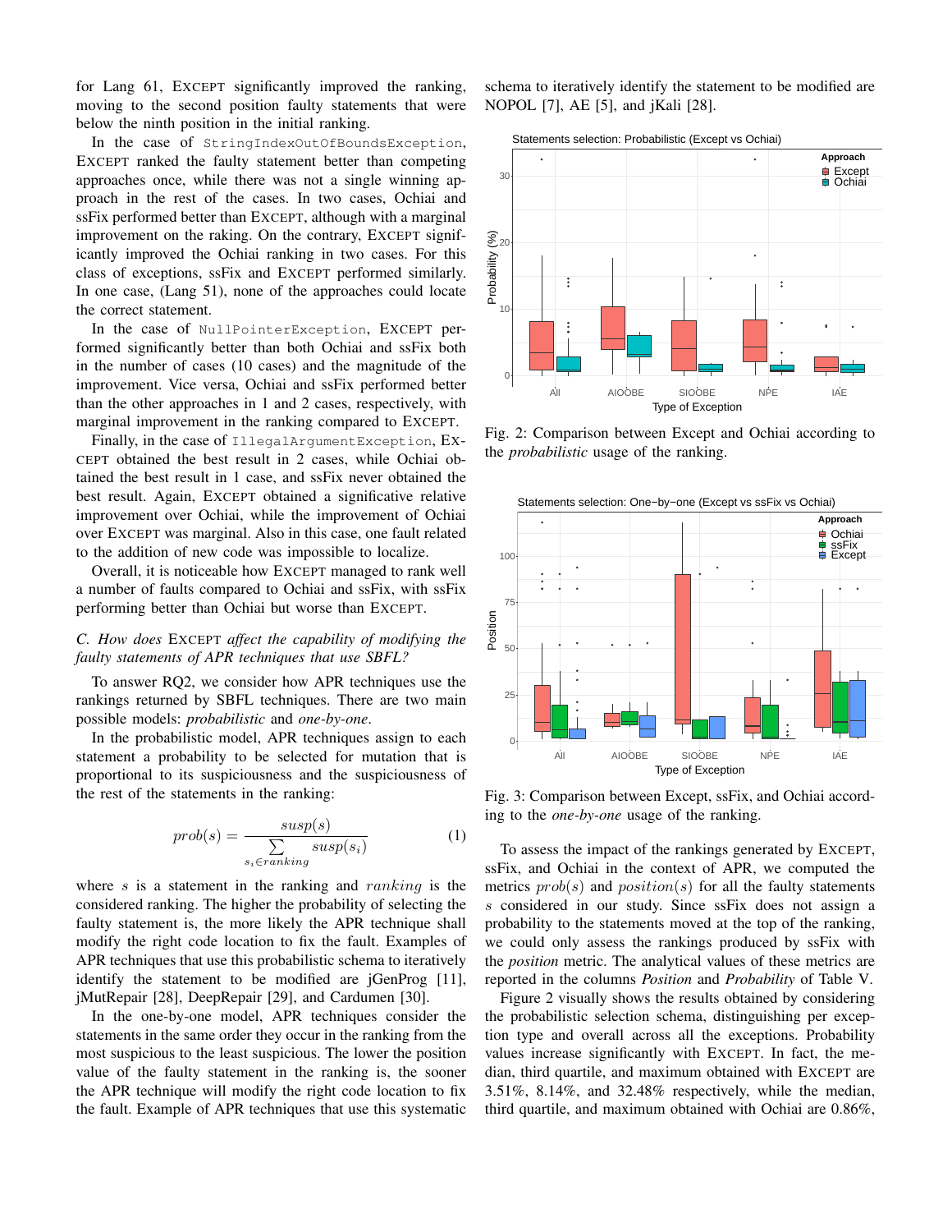for Lang 61, EXCEPT significantly improved the ranking, moving to the second position faulty statements that were below the ninth position in the initial ranking.

In the case of `StringIndexOutOfBoundsException`, EXCEPT ranked the faulty statement better than competing approaches once, while there was not a single winning approach in the rest of the cases. In two cases, Ochiai and ssFix performed better than EXCEPT, although with a marginal improvement on the raking. On the contrary, EXCEPT significantly improved the Ochiai ranking in two cases. For this class of exceptions, ssFix and EXCEPT performed similarly. In one case, (Lang 51), none of the approaches could locate the correct statement.

In the case of `NullPointerException`, EXCEPT performed significantly better than both Ochiai and ssFix both in the number of cases (10 cases) and the magnitude of the improvement. Vice versa, Ochiai and ssFix performed better than the other approaches in 1 and 2 cases, respectively, with marginal improvement in the ranking compared to EXCEPT.

Finally, in the case of `IllegalArgumentException`, EXCEPT obtained the best result in 2 cases, while Ochiai obtained the best result in 1 case, and ssFix never obtained the best result. Again, EXCEPT obtained a significative relative improvement over Ochiai, while the improvement of Ochiai over EXCEPT was marginal. Also in this case, one fault related to the addition of new code was impossible to localize.

Overall, it is noticeable how EXCEPT managed to rank well a number of faults compared to Ochiai and ssFix, with ssFix performing better than Ochiai but worse than EXCEPT.

### C. *How does* EXCEPT *affect the capability of modifying the faulty statements of APR techniques that use SBFL?*

To answer RQ2, we consider how APR techniques use the rankings returned by SBFL techniques. There are two main possible models: *probabilistic* and *one-by-one*.

In the probabilistic model, APR techniques assign to each statement a probability to be selected for mutation that is proportional to its suspiciousness and the suspiciousness of the rest of the statements in the ranking:

$$prob(s) = \frac{susp(s)}{\sum\limits_{s_i \in ranking} susp(s_i)} \qquad (1)$$

where $s$ is a statement in the ranking and $ranking$ is the considered ranking. The higher the probability of selecting the faulty statement is, the more likely the APR technique shall modify the right code location to fix the fault. Examples of APR techniques that use this probabilistic schema to iteratively identify the statement to be modified are jGenProg [11], jMutRepair [28], DeepRepair [29], and Cardumen [30].

In the one-by-one model, APR techniques consider the statements in the same order they occur in the ranking from the most suspicious to the least suspicious. The lower the position value of the faulty statement in the ranking is, the sooner the APR technique will modify the right code location to fix the fault. Example of APR techniques that use this systematic schema to iteratively identify the statement to be modified are NOPOL [7], AE [5], and jKali [28].

Fig. 2: Comparison between Except and Ochiai according to the *probabilistic* usage of the ranking.

Fig. 3: Comparison between Except, ssFix, and Ochiai according to the *one-by-one* usage of the ranking.

To assess the impact of the rankings generated by EXCEPT, ssFix, and Ochiai in the context of APR, we computed the metrics $prob(s)$ and $position(s)$ for all the faulty statements $s$ considered in our study. Since ssFix does not assign a probability to the statements moved at the top of the ranking, we could only assess the rankings produced by ssFix with the *position* metric. The analytical values of these metrics are reported in the columns *Position* and *Probability* of Table V.

Figure 2 visually shows the results obtained by considering the probabilistic selection schema, distinguishing per exception type and overall across all the exceptions. Probability values increase significantly with EXCEPT. In fact, the median, third quartile, and maximum obtained with EXCEPT are 3.51%, 8.14%, and 32.48% respectively, while the median, third quartile, and maximum obtained with Ochiai are 0.86%,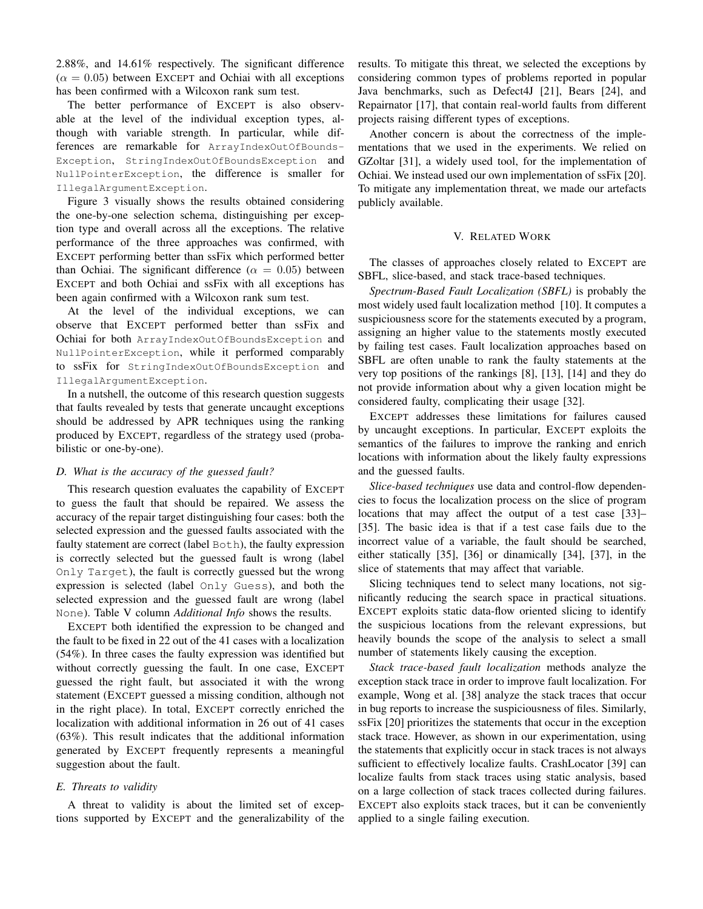2.88%, and 14.61% respectively. The significant difference ($\alpha = 0.05$) between EXCEPT and Ochiai with all exceptions has been confirmed with a Wilcoxon rank sum test.

The better performance of EXCEPT is also observable at the level of the individual exception types, although with variable strength. In particular, while differences are remarkable for `ArrayIndexOutOfBoundsException`, `StringIndexOutOfBoundsException` and `NullPointerException`, the difference is smaller for `IllegalArgumentException`.

Figure 3 visually shows the results obtained considering the one-by-one selection schema, distinguishing per exception type and overall across all the exceptions. The relative performance of the three approaches was confirmed, with EXCEPT performing better than ssFix which performed better than Ochiai. The significant difference ($\alpha = 0.05$) between EXCEPT and both Ochiai and ssFix with all exceptions has been again confirmed with a Wilcoxon rank sum test.

At the level of the individual exceptions, we can observe that EXCEPT performed better than ssFix and Ochiai for both `ArrayIndexOutOfBoundsException` and `NullPointerException`, while it performed comparably to ssFix for `StringIndexOutOfBoundsException` and `IllegalArgumentException`.

In a nutshell, the outcome of this research question suggests that faults revealed by tests that generate uncaught exceptions should be addressed by APR techniques using the ranking produced by EXCEPT, regardless of the strategy used (probabilistic or one-by-one).

### D. What is the accuracy of the guessed fault?

This research question evaluates the capability of EXCEPT to guess the fault that should be repaired. We assess the accuracy of the repair target distinguishing four cases: both the selected expression and the guessed faults associated with the faulty statement are correct (label `Both`), the faulty expression is correctly selected but the guessed fault is wrong (label `Only Target`), the fault is correctly guessed but the wrong expression is selected (label `Only Guess`), and both the selected expression and the guessed fault are wrong (label `None`). Table V column *Additional Info* shows the results.

EXCEPT both identified the expression to be changed and the fault to be fixed in 22 out of the 41 cases with a localization (54%). In three cases the faulty expression was identified but without correctly guessing the fault. In one case, EXCEPT guessed the right fault, but associated it with the wrong statement (EXCEPT guessed a missing condition, although not in the right place). In total, EXCEPT correctly enriched the localization with additional information in 26 out of 41 cases (63%). This result indicates that the additional information generated by EXCEPT frequently represents a meaningful suggestion about the fault.

### E. Threats to validity

A threat to validity is about the limited set of exceptions supported by EXCEPT and the generalizability of the results. To mitigate this threat, we selected the exceptions by considering common types of problems reported in popular Java benchmarks, such as Defect4J [21], Bears [24], and Repairnator [17], that contain real-world faults from different projects raising different types of exceptions.

Another concern is about the correctness of the implementations that we used in the experiments. We relied on GZoltar [31], a widely used tool, for the implementation of Ochiai. We instead used our own implementation of ssFix [20]. To mitigate any implementation threat, we made our artefacts publicly available.

## V. RELATED WORK

The classes of approaches closely related to EXCEPT are SBFL, slice-based, and stack trace-based techniques.

*Spectrum-Based Fault Localization (SBFL)* is probably the most widely used fault localization method [10]. It computes a suspiciousness score for the statements executed by a program, assigning an higher value to the statements mostly executed by failing test cases. Fault localization approaches based on SBFL are often unable to rank the faulty statements at the very top positions of the rankings [8], [13], [14] and they do not provide information about why a given location might be considered faulty, complicating their usage [32].

EXCEPT addresses these limitations for failures caused by uncaught exceptions. In particular, EXCEPT exploits the semantics of the failures to improve the ranking and enrich locations with information about the likely faulty expressions and the guessed faults.

*Slice-based techniques* use data and control-flow dependencies to focus the localization process on the slice of program locations that may affect the output of a test case [33]–[35]. The basic idea is that if a test case fails due to the incorrect value of a variable, the fault should be searched, either statically [35], [36] or dinamically [34], [37], in the slice of statements that may affect that variable.

Slicing techniques tend to select many locations, not significantly reducing the search space in practical situations. EXCEPT exploits static data-flow oriented slicing to identify the suspicious locations from the relevant expressions, but heavily bounds the scope of the analysis to select a small number of statements likely causing the exception.

*Stack trace-based fault localization* methods analyze the exception stack trace in order to improve fault localization. For example, Wong et al. [38] analyze the stack traces that occur in bug reports to increase the suspiciousness of files. Similarly, ssFix [20] prioritizes the statements that occur in the exception stack trace. However, as shown in our experimentation, using the statements that explicitly occur in stack traces is not always sufficient to effectively localize faults. CrashLocator [39] can localize faults from stack traces using static analysis, based on a large collection of stack traces collected during failures. EXCEPT also exploits stack traces, but it can be conveniently applied to a single failing execution.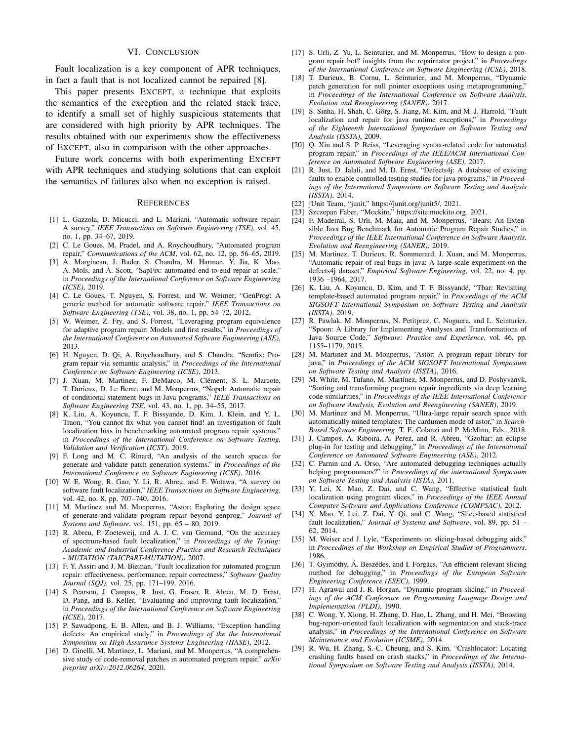## VI. Conclusion

Fault localization is a key component of APR techniques, in fact a fault that is not localized cannot be repaired [8].

This paper presents EXCEPT, a technique that exploits the semantics of the exception and the related stack trace, to identify a small set of highly suspicious statements that are considered with high priority by APR techniques. The results obtained with our experiments show the effectiveness of EXCEPT, also in comparison with the other approaches.

Future work concerns with both experimenting EXCEPT with APR techniques and studying solutions that can exploit the semantics of failures also when no exception is raised.

## References

[1] L. Gazzola, D. Micucci, and L. Mariani, "Automatic software repair: A survey," *IEEE Transactions on Software Engineering (TSE)*, vol. 45, no. 1, pp. 34–67, 2019.

[2] C. Le Goues, M. Pradel, and A. Roychoudhury, "Automated program repair," *Communications of the ACM*, vol. 62, no. 12, pp. 56–65, 2019.

[3] A. Marginean, J. Bader, S. Chandra, M. Harman, Y. Jia, K. Mao, A. Mols, and A. Scott, "SapFix: automated end-to-end repair at scale," in *Proceedings of the International Conference on Software Engineering (ICSE)*, 2019.

[4] C. Le Goues, T. Nguyen, S. Forrest, and W. Weimer, "GenProg: A generic method for automatic software repair," *IEEE Transactions on Software Engineering (TSE)*, vol. 38, no. 1, pp. 54–72, 2012.

[5] W. Weimer, Z. Fry, and S. Forrest, "Leveraging program equivalence for adaptive program repair: Models and first results," in *Proceedings of the International Conference on Automated Software Engineering (ASE)*, 2013.

[6] H. Nguyen, D. Qi, A. Roychoudhury, and S. Chandra, "Semfix: Program repair via semantic analysis," in *Proceedings of the International Conference on Software Engineering (ICSE)*, 2013.

[7] J. Xuan, M. Martinez, F. DeMarco, M. Clément, S. L. Marcote, T. Durieux, D. Le Berre, and M. Monperrus, "Nopol: Automatic repair of conditional statement bugs in Java programs," *IEEE Transactions on Software Engineering TSE*, vol. 43, no. 1, pp. 34–55, 2017.

[8] K. Liu, A. Koyuncu, T. F. Bissyande, D. Kim, J. Klein, and Y. L. Traon, "You cannot fix what you cannot find! an investigation of fault localization bias in benchmarking automated program repair systems," in *Proceedings of the International Conference on Software Testing, Validation and Verification (ICST)*, 2019.

[9] F. Long and M. C. Rinard, "An analysis of the search spaces for generate and validate patch generation systems," in *Proceedings of the International Conference on Software Engineering (ICSE)*, 2016.

[10] W. E. Wong, R. Gao, Y. Li, R. Abreu, and F. Wotawa, "A survey on software fault localization," *IEEE Transactions on Software Engineering*, vol. 42, no. 8, pp. 707–740, 2016.

[11] M. Martinez and M. Monperrus, "Astor: Exploring the design space of generate-and-validate program repair beyond genprog," *Journal of Systems and Software*, vol. 151, pp. 65 – 80, 2019.

[12] R. Abreu, P. Zoeteweij, and A. J. C. van Gemund, "On the accuracy of spectrum-based fault localization," in *Proceedings of the Testing: Academic and Industrial Conference Practice and Research Techniques - MUTATION (TAICPART-MUTATION)*, 2007.

[13] F. Y. Assiri and J. M. Bieman, "Fault localization for automated program repair: effectiveness, performance, repair correctness," *Software Quality Journal (SQJ)*, vol. 25, pp. 171–199, 2016.

[14] S. Pearson, J. Campos, R. Just, G. Fraser, R. Abreu, M. D. Ernst, D. Pang, and B. Keller, "Evaluating and improving fault localization," in *Proceedings of the International Conference on Software Engineering (ICSE)*, 2017.

[15] P. Sawadpong, E. B. Allen, and B. J. Williams, "Exception handling defects: An empirical study," in *Proceedings of the the International Symposium on High-Assurance Systems Engineering (HASE)*, 2012.

[16] D. Ginelli, M. Martinez, L. Mariani, and M. Monperrus, "A comprehensive study of code-removal patches in automated program repair," *arXiv preprint arXiv:2012.06264*, 2020.

[17] S. Urli, Z. Yu, L. Seinturier, and M. Monperrus, "How to design a program repair bot? insights from the repairnator project," in *Proceedings of the International Conference on Software Engineering (ICSE)*, 2018.

[18] T. Durieux, B. Cornu, L. Seinturier, and M. Monperrus, "Dynamic patch generation for null pointer exceptions using metaprogramming," in *Proceedings of the International Conference on Software Analysis, Evolution and Reengineering (SANER)*, 2017.

[19] S. Sinha, H. Shah, C. Görg, S. Jiang, M. Kim, and M. J. Harrold, "Fault localization and repair for java runtime exceptions," in *Proceedings of the Eighteenth International Symposium on Software Testing and Analysis (ISSTA)*, 2009.

[20] Q. Xin and S. P. Reiss, "Leveraging syntax-related code for automated program repair," in *Proceedings of the IEEE/ACM International Conference on Automated Software Engineering (ASE)*, 2017.

[21] R. Just, D. Jalali, and M. D. Ernst, "Defects4j: A database of existing faults to enable controlled testing studies for java programs," in *Proceedings of the International Symposium on Software Testing and Analysis (ISSTA)*, 2014.

[22] jUnit Team, "junit," https://junit.org/junit5/, 2021.

[23] Szczepan Faber, "Mockito," https://site.mockito.org, 2021.

[24] F. Madeiral, S. Urli, M. Maia, and M. Monperrus, "Bears: An Extensible Java Bug Benchmark for Automatic Program Repair Studies," in *Proceedings of the IEEE International Conference on Software Analysis, Evolution and Reengineering (SANER)*, 2019.

[25] M. Martinez, T. Durieux, R. Sommerard, J. Xuan, and M. Monperrus, "Automatic repair of real bugs in java: A large-scale experiment on the defects4j dataset," *Empirical Software Engineering*, vol. 22, no. 4, pp. 1936 –1964, 2017.

[26] K. Liu, A. Koyuncu, D. Kim, and T. F. Bissyandé, "Tbar: Revisiting template-based automated program repair," in *Proceedings of the ACM SIGSOFT International Symposium on Software Testing and Analysis (ISSTA)*, 2019.

[27] R. Pawlak, M. Monperrus, N. Petitprez, C. Noguera, and L. Seinturier, "Spoon: A Library for Implementing Analyses and Transformations of Java Source Code," *Software: Practice and Experience*, vol. 46, pp. 1155–1179, 2015.

[28] M. Martinez and M. Monperrus, "Astor: A program repair library for java," in *Proceedings of the ACM SIGSOFT International Symposium on Software Testing and Analysis (ISSTA)*, 2016.

[29] M. White, M. Tufano, M. Martínez, M. Monperrus, and D. Poshyvanyk, "Sorting and transforming program repair ingredients via deep learning code similarities," in *Proceedings of the IEEE International Conference on Software Analysis, Evolution and Reengineering (SANER)*, 2019.

[30] M. Martinez and M. Monperrus, "Ultra-large repair search space with automatically mined templates: The cardumen mode of astor," in *Search-Based Software Engineering*, T. E. Colanzi and P. McMinn, Eds., 2018.

[31] J. Campos, A. Riboira, A. Perez, and R. Abreu, "Gzoltar: an eclipse plug-in for testing and debugging," in *Proceedings of the International Conference on Automated Software Engineering (ASE)*, 2012.

[32] C. Parnin and A. Orso, "Are automated debugging techniques actually helping programmers?" in *Proceedings of the international Symposium on Software Testing and Analysis (ISTA)*, 2011.

[33] Y. Lei, X. Mao, Z. Dai, and C. Wang, "Effective statistical fault localization using program slices," in *Proceedings of the IEEE Annual Computer Software and Applications Conference (COMPSAC)*, 2012.

[34] X. Mao, Y. Lei, Z. Dai, Y. Qi, and C. Wang, "Slice-based statistical fault localization," *Journal of Systems and Software*, vol. 89, pp. 51 – 62, 2014.

[35] M. Weiser and J. Lyle, "Experiments on slicing-based debugging aids," in *Proceedings of the Workshop on Empirical Studies of Programmers*, 1986.

[36] T. Gyimóthy, Á. Beszédes, and I. Forgács, "An efficient relevant slicing method for debugging," in *Proceedings of the European Software Engineering Conference (ESEC)*, 1999.

[37] H. Agrawal and J. R. Horgan, "Dynamic program slicing," in *Proceedings of the ACM Conference on Programming Language Design and Implementation (PLDI)*, 1990.

[38] C. Wong, Y. Xiong, H. Zhang, D. Hao, L. Zhang, and H. Mei, "Boosting bug-report-oriented fault localization with segmentation and stack-trace analysis," in *Proceedings of the International Conference on Software Maintenance and Evolution (ICSME)*, 2014.

[39] R. Wu, H. Zhang, S.-C. Cheung, and S. Kim, "Crashlocator: Locating crashing faults based on crash stacks," in *Proceedings of the International Symposium on Software Testing and Analysis (ISSTA)*, 2014.